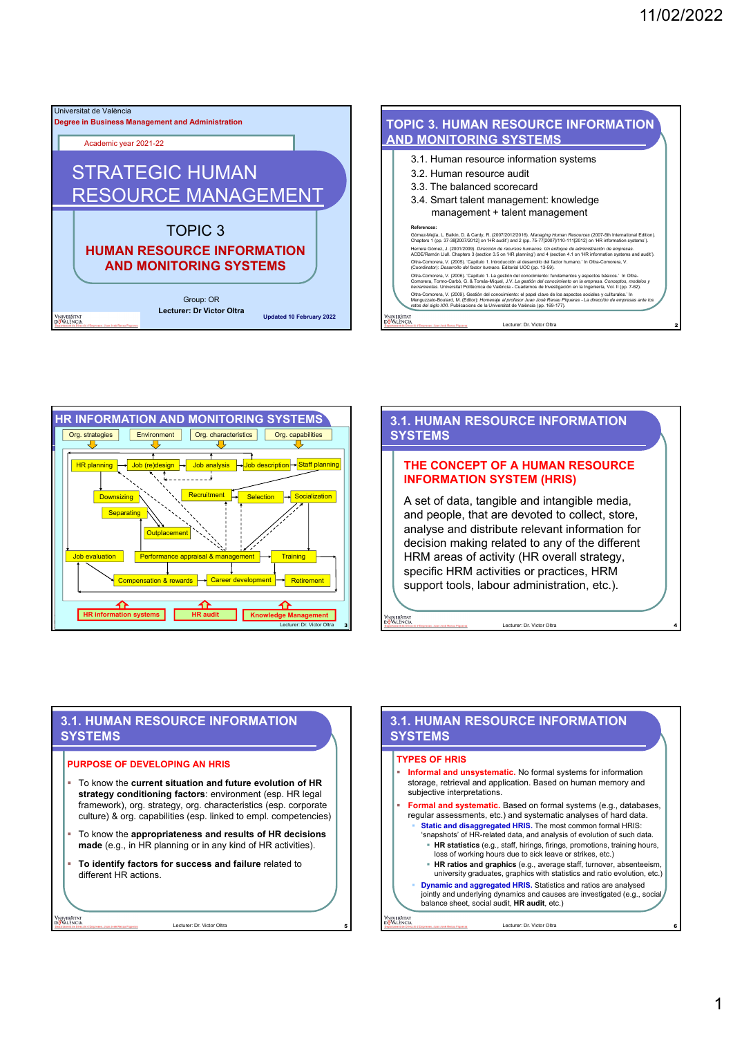Universitat de València

**Degree in Business Management and Administration**

Academic year 2021-22

# STRATEGIC HUMAN RESOURCE MANAGEMENT

## TOPIC 3

## HUMAN RESOURCE INFORMATION AND MONITORING SYSTEMS

Group: OR

**Lecturer: Dr Victor Oltra**

**Updated 10 February 2022**

---

## TOPIC 3. HUMAN RESOURCE INFORMATION AND MONITORING SYSTEMS

3.1. Human resource information systems

3.2. Human resource audit

3.3. The balanced scorecard

3.4. Smart talent management: knowledge management + talent management

**References:**

Gómez-Mejía, L. Balkin, D. & Cardy, R. (2007/2012/2016). *Managing Human Resources* (2007-5th International Edition). Chapters 1 (pp. 37-38[2007/2012] on 'HR audit') and 2 (pp. 75-77[2007]/110-111[2012] on 'HR information systems').

Herrera Gómez, J. (2001/2009). *Dirección de recursos humanos. Un enfoque de administración de empresas.* ACDE/Ramón Llull. Chapters 3 (section 3.5 on 'HR planning') and 4 (section 4.1 on 'HR information systems and audit').

Oltra-Comorera, V. (2005). 'Capítulo 1. Introducción al desarrollo del factor humano.' In Oltra-Comorera, V. (Coordinator): *Desarrollo del factor humano*. Editorial UOC (pp. 13-59).

Oltra-Comorera, V. (2006). 'Capítulo 1. La gestión del conocimiento: fundamentos y aspectos básicos.' In Oltra-Comorera, Tomás-Carbó, G. & Tomás-Miquel, J.V. *La gestión del conocimiento en la empresa. Conceptos, modelos y herramientas.* Universitat Politècnica de València - Cuadernos de Investigación en la Ingeniería, Vol. II (pp. 7-62).

Oltra-Comorera, V. (2009). Gestión del conocimiento: el papel clave de los aspectos sociales y culturales.' In Menguzzato-Boulard, M. (Editor): *Homenaje al profesor Juan José Renau Piqueras -La dirección de empresas ante los retos del siglo XXI*. Publicacions de la Universitat de València (pp. 169-177).

---

## HR INFORMATION AND MONITORING SYSTEMS

Org. strategies · Environment · Org. characteristics · Org. capabilities

HR planning → Job (re)design → Job analysis → Job description → Staff planning

Downsizing · Separating · Outplacement · Recruitment → Selection → Socialization

Job evaluation · Performance appraisal & management · Training

Compensation & rewards · Career development · Retirement

HR information systems · HR audit · Knowledge Management

Lecturer: Dr. Victor Oltra

---

## 3.1. HUMAN RESOURCE INFORMATION SYSTEMS

### THE CONCEPT OF A HUMAN RESOURCE INFORMATION SYSTEM (HRIS)

A set of data, tangible and intangible media, and people, that are devoted to collect, store, analyse and distribute relevant information for decision making related to any of the different HRM areas of activity (HR overall strategy, specific HRM activities or practices, HRM support tools, labour administration, etc.).

---

## 3.1. HUMAN RESOURCE INFORMATION SYSTEMS

### PURPOSE OF DEVELOPING AN HRIS

- To know the **current situation and future evolution of HR strategy conditioning factors**: environment (esp. HR legal framework), org. strategy, org. characteristics (esp. corporate culture) & org. capabilities (esp. linked to empl. competencies)
- To know the **appropriateness and results of HR decisions made** (e.g., in HR planning or in any kind of HR activities).
- **To identify factors for success and failure** related to different HR actions.

---

## 3.1. HUMAN RESOURCE INFORMATION SYSTEMS

### TYPES OF HRIS

- **Informal and unsystematic.** No formal systems for information storage, retrieval and application. Based on human memory and subjective interpretations.
- **Formal and systematic.** Based on formal systems (e.g., databases, regular assessments, etc.) and systematic analyses of hard data.
  - **Static and disaggregated HRIS.** The most common formal HRIS: 'snapshots' of HR-related data, and analysis of evolution of such data.
    - **HR statistics** (e.g., staff, hirings, firings, promotions, training hours, loss of working hours due to sick leave or strikes, etc.)
    - **HR ratios and graphics** (e.g., average staff, turnover, absenteeism, university graduates, graphics with statistics and ratio evolution, etc.)
  - **Dynamic and aggregated HRIS.** Statistics and ratios are analysed jointly and underlying dynamics and causes are investigated (e.g., social balance sheet, social audit, **HR audit**, etc.)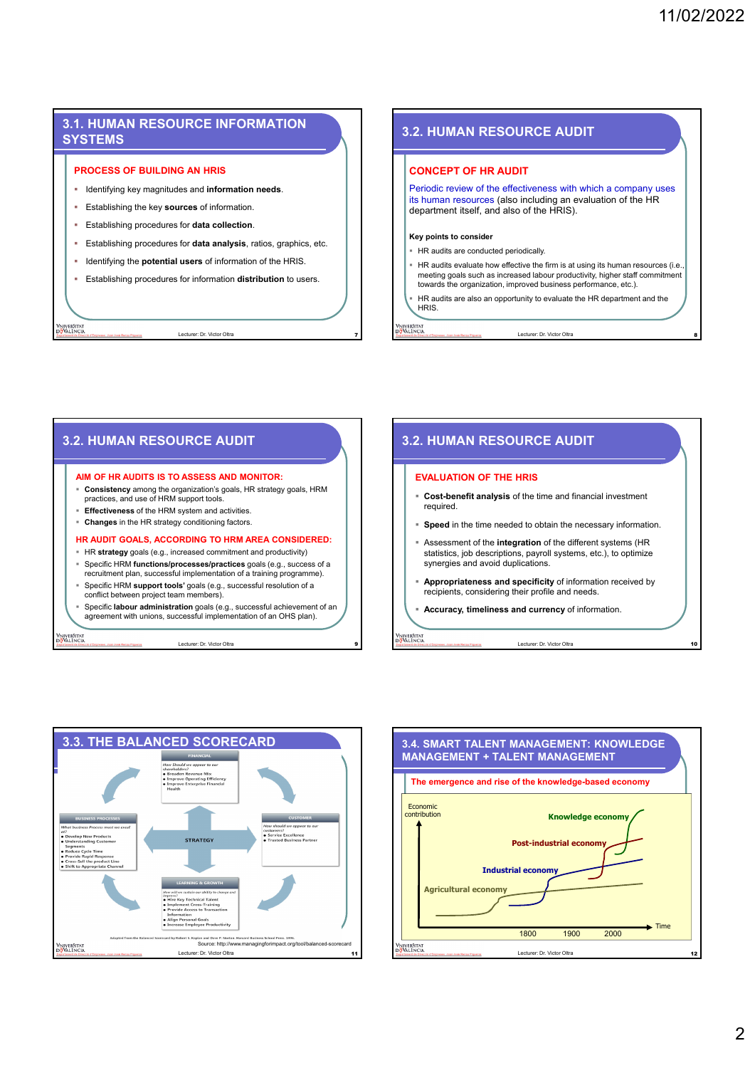## 3.1. HUMAN RESOURCE INFORMATION SYSTEMS

### PROCESS OF BUILDING AN HRIS

- Identifying key magnitudes and **information needs**.
- Establishing the key **sources** of information.
- Establishing procedures for **data collection**.
- Establishing procedures for **data analysis**, ratios, graphics, etc.
- Identifying the **potential users** of information of the HRIS.
- Establishing procedures for information **distribution** to users.

## 3.2. HUMAN RESOURCE AUDIT

### CONCEPT OF HR AUDIT

Periodic review of the effectiveness with which a company uses its human resources (also including an evaluation of the HR department itself, and also of the HRIS).

**Key points to consider**

- HR audits are conducted periodically.
- HR audits evaluate how effective the firm is at using its human resources (i.e., meeting goals such as increased labour productivity, higher staff commitment towards the organization, improved business performance, etc.).
- HR audits are also an opportunity to evaluate the HR department and the HRIS.

## 3.2. HUMAN RESOURCE AUDIT

### AIM OF HR AUDITS IS TO ASSESS AND MONITOR:

- **Consistency** among the organization's goals, HR strategy goals, HRM practices, and use of HRM support tools.
- **Effectiveness** of the HRM system and activities.
- **Changes** in the HR strategy conditioning factors.

### HR AUDIT GOALS, ACCORDING TO HRM AREA CONSIDERED:

- HR **strategy** goals (e.g., increased commitment and productivity)
- Specific HRM **functions/processes/practices** goals (e.g., success of a recruitment plan, successful implementation of a training programme).
- Specific HRM **support tools'** goals (e.g., successful resolution of a conflict between project team members).
- Specific **labour administration** goals (e.g., successful achievement of an agreement with unions, successful implementation of an OHS plan).

## 3.2. HUMAN RESOURCE AUDIT

### EVALUATION OF THE HRIS

- **Cost-benefit analysis** of the time and financial investment required.
- **Speed** in the time needed to obtain the necessary information.
- Assessment of the **integration** of the different systems (HR statistics, job descriptions, payroll systems, etc.), to optimize synergies and avoid duplications.
- **Appropriateness and specificity** of information received by recipients, considering their profile and needs.
- **Accuracy, timeliness and currency** of information.

## 3.3. THE BALANCED SCORECARD

**FINANCIAL** — *How Should we appear to our shareholders?*
- Broaden Revenue Mix
- Improve Operating Efficiency
- Improve Enterprise Financial Health

**BUSINESS PROCESSES** — *What business Process must we excel at?*
- Develop New Products
- Understanding Customer Segments
- Reduce Cycle Time
- Provide Rapid Response
- Cross-Sell the product Line
- Shift to Appropriate Channel

**STRATEGY**

**CUSTOMER** — *How should we appear to our customers?*
- Service Excellence
- Trusted Business Partner

**LEARNING & GROWTH** — *How will we sustain our ability to change and improve?*
- Hire Key Technical Talent
- Implement Cross-Training
- Provide Access to Transaction Information
- Align Personal Goals
- Increase Employee Productivity

Adapted from the Balanced Scorecard by Robert S. Kaplan and Dave P. Norton, Harvard Business School Press, 1996.

Source: http://www.managingforimpact.org/tool/balanced-scorecard

## 3.4. SMART TALENT MANAGEMENT: KNOWLEDGE MANAGEMENT + TALENT MANAGEMENT

### The emergence and rise of the knowledge-based economy

Economic contribution — Knowledge economy; Post-industrial economy; Industrial economy; Agricultural economy — Time: 1800, 1900, 2000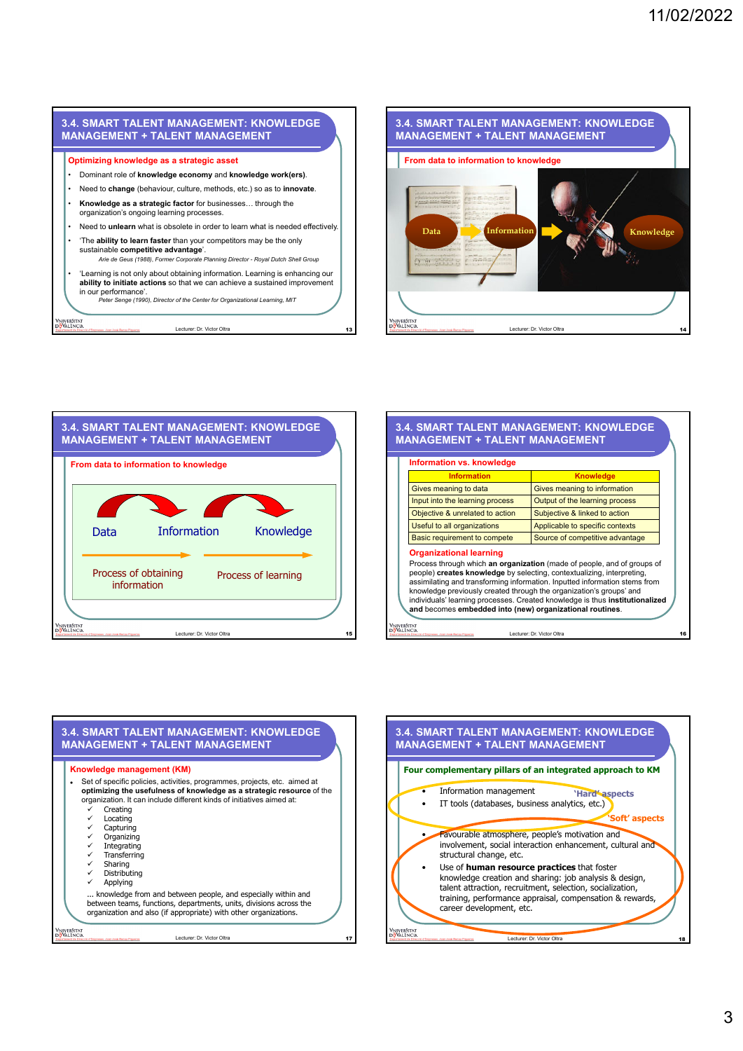## 3.4. SMART TALENT MANAGEMENT: KNOWLEDGE MANAGEMENT + TALENT MANAGEMENT

### Optimizing knowledge as a strategic asset

- Dominant role of **knowledge economy** and **knowledge work(ers)**.
- Need to **change** (behaviour, culture, methods, etc.) so as to **innovate**.
- **Knowledge as a strategic factor** for businesses… through the organization's ongoing learning processes.
- Need to **unlearn** what is obsolete in order to learn what is needed effectively.
- 'The **ability to learn faster** than your competitors may be the only sustainable **competitive advantage**'.
  *Arie de Geus (1988), Former Corporate Planning Director - Royal Dutch Shell Group*
- 'Learning is not only about obtaining information. Learning is enhancing our **ability to initiate actions** so that we can achieve a sustained improvement in our performance'.
  *Peter Senge (1990), Director of the Center for Organizational Learning, MIT*

Lecturer: Dr. Victor Oltra

## 3.4. SMART TALENT MANAGEMENT: KNOWLEDGE MANAGEMENT + TALENT MANAGEMENT

### From data to information to knowledge

Data → Information → Knowledge

Lecturer: Dr. Victor Oltra

## 3.4. SMART TALENT MANAGEMENT: KNOWLEDGE MANAGEMENT + TALENT MANAGEMENT

### From data to information to knowledge

Data → Information → Knowledge

Process of obtaining information → Process of learning

Lecturer: Dr. Victor Oltra

## 3.4. SMART TALENT MANAGEMENT: KNOWLEDGE MANAGEMENT + TALENT MANAGEMENT

### Information vs. knowledge

| Information | Knowledge |
| --- | --- |
| Gives meaning to data | Gives meaning to information |
| Input into the learning process | Output of the learning process |
| Objective & unrelated to action | Subjective & linked to action |
| Useful to all organizations | Applicable to specific contexts |
| Basic requirement to compete | Source of competitive advantage |

### Organizational learning

Process through which **an organization** (made of people, and of groups of people) **creates knowledge** by selecting, contextualizing, interpreting, assimilating and transforming information. Inputted information stems from knowledge previously created through the organization's groups' and individuals' learning processes. Created knowledge is thus **institutionalized and** becomes **embedded into (new) organizational routines**.

Lecturer: Dr. Victor Oltra

## 3.4. SMART TALENT MANAGEMENT: KNOWLEDGE MANAGEMENT + TALENT MANAGEMENT

### Knowledge management (KM)

- Set of specific policies, activities, programmes, projects, etc. aimed at **optimizing the usefulness of knowledge as a strategic resource** of the organization. It can include different kinds of initiatives aimed at:
  - ✓ Creating
  - ✓ Locating
  - ✓ Capturing
  - ✓ Organizing
  - ✓ Integrating
  - ✓ Transferring
  - ✓ Sharing
  - ✓ Distributing
  - ✓ Applying

… knowledge from and between people, and especially within and between teams, functions, departments, units, divisions across the organization and also (if appropriate) with other organizations.

Lecturer: Dr. Victor Oltra

## 3.4. SMART TALENT MANAGEMENT: KNOWLEDGE MANAGEMENT + TALENT MANAGEMENT

### Four complementary pillars of an integrated approach to KM

'Hard' aspects

- Information management
- IT tools (databases, business analytics, etc.)

'Soft' aspects

- Favourable atmosphere, people's motivation and involvement, social interaction enhancement, cultural and structural change, etc.
- Use of **human resource practices** that foster knowledge creation and sharing: job analysis & design, talent attraction, recruitment, selection, socialization, training, performance appraisal, compensation & rewards, career development, etc.

Lecturer: Dr. Victor Oltra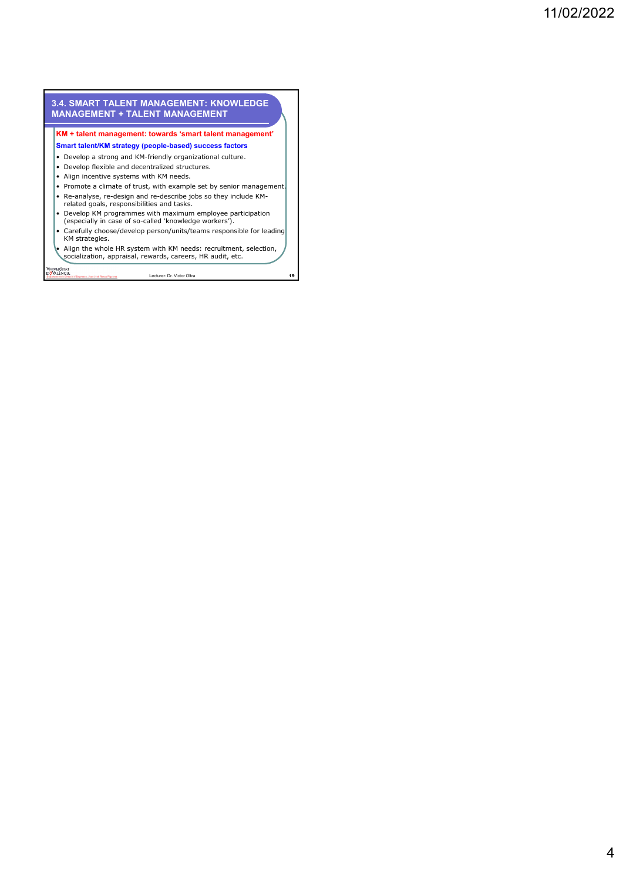## 3.4. SMART TALENT MANAGEMENT: KNOWLEDGE MANAGEMENT + TALENT MANAGEMENT

**KM + talent management: towards 'smart talent management'**

**Smart talent/KM strategy (people-based) success factors**

- Develop a strong and KM-friendly organizational culture.
- Develop flexible and decentralized structures.
- Align incentive systems with KM needs.
- Promote a climate of trust, with example set by senior management.
- Re-analyse, re-design and re-describe jobs so they include KM-related goals, responsibilities and tasks.
- Develop KM programmes with maximum employee participation (especially in case of so-called 'knowledge workers').
- Carefully choose/develop person/units/teams responsible for leading KM strategies.
- Align the whole HR system with KM needs: recruitment, selection, socialization, appraisal, rewards, careers, HR audit, etc.

Lecturer: Dr. Víctor Oltra